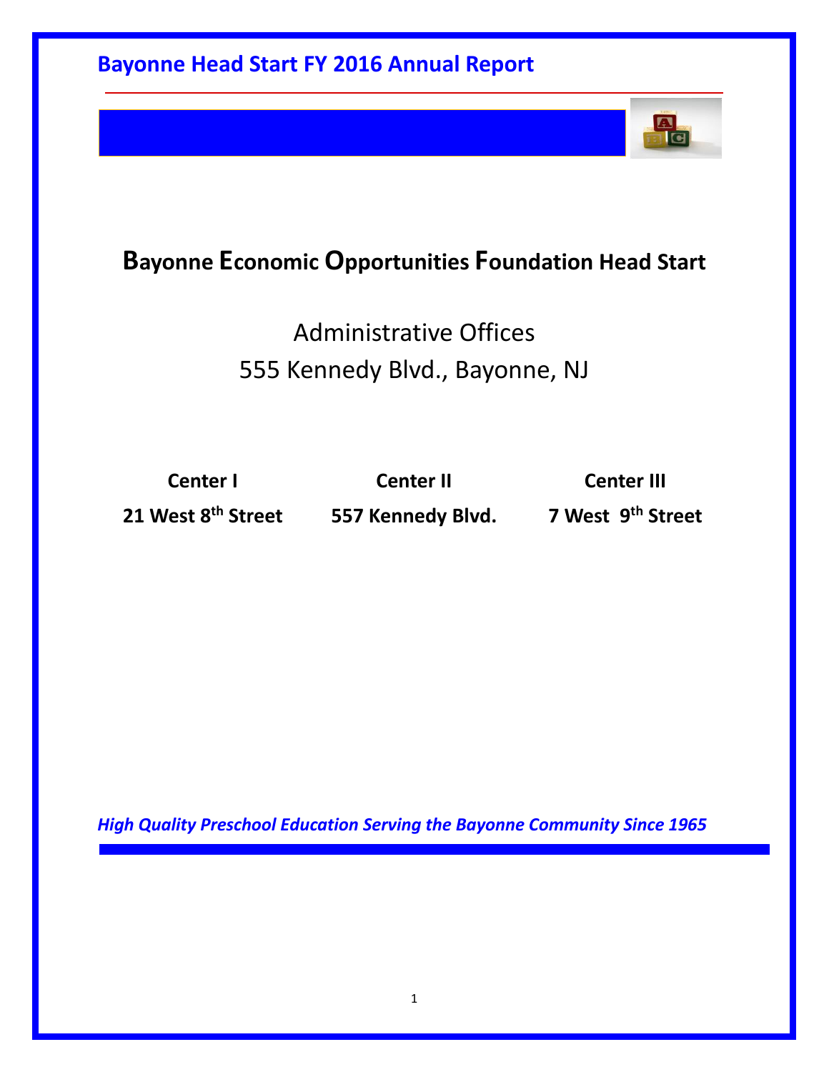# Bayonne Head Start FY 2016 Annual Report

## Bayonne Economic Opportunities Foundation Head Start

Administrative Offices

555 Kennedy Blvd., Bayonne, NJ

| Center I | Center II | Center III |
|---|---|---|
| 21 West 8th Street | 557 Kennedy Blvd. | 7 West 9th Street |

*High Quality Preschool Education Serving the Bayonne Community Since 1965*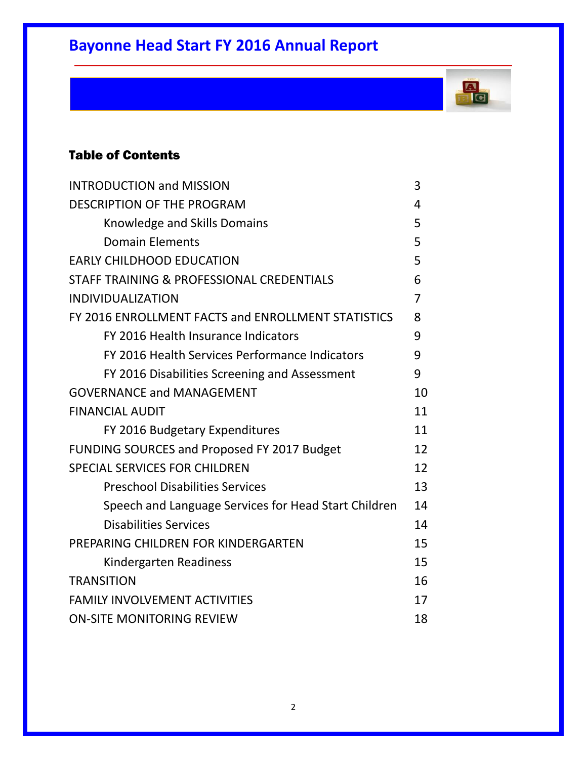# Bayonne Head Start FY 2016 Annual Report

## Table of Contents

| | |
|---|---|
| INTRODUCTION and MISSION | 3 |
| DESCRIPTION OF THE PROGRAM | 4 |
| Knowledge and Skills Domains | 5 |
| Domain Elements | 5 |
| EARLY CHILDHOOD EDUCATION | 5 |
| STAFF TRAINING & PROFESSIONAL CREDENTIALS | 6 |
| INDIVIDUALIZATION | 7 |
| FY 2016 ENROLLMENT FACTS and ENROLLMENT STATISTICS | 8 |
| FY 2016 Health Insurance Indicators | 9 |
| FY 2016 Health Services Performance Indicators | 9 |
| FY 2016 Disabilities Screening and Assessment | 9 |
| GOVERNANCE and MANAGEMENT | 10 |
| FINANCIAL AUDIT | 11 |
| FY 2016 Budgetary Expenditures | 11 |
| FUNDING SOURCES and Proposed FY 2017 Budget | 12 |
| SPECIAL SERVICES FOR CHILDREN | 12 |
| Preschool Disabilities Services | 13 |
| Speech and Language Services for Head Start Children | 14 |
| Disabilities Services | 14 |
| PREPARING CHILDREN FOR KINDERGARTEN | 15 |
| Kindergarten Readiness | 15 |
| TRANSITION | 16 |
| FAMILY INVOLVEMENT ACTIVITIES | 17 |
| ON-SITE MONITORING REVIEW | 18 |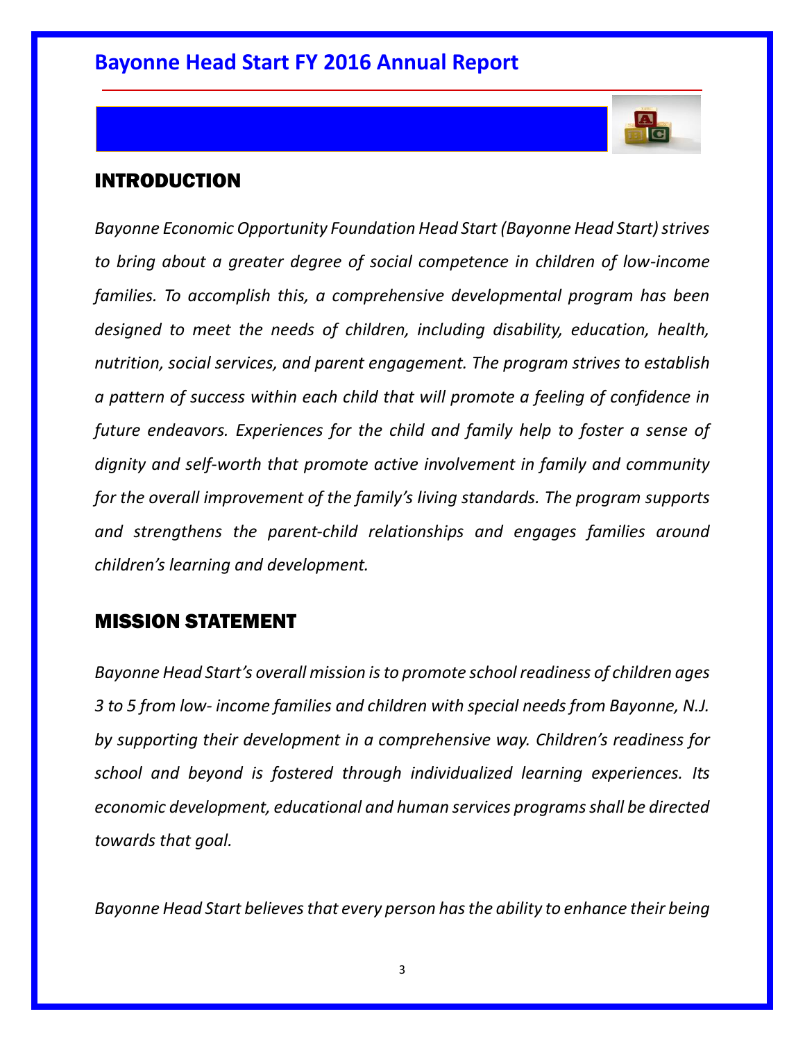# Bayonne Head Start FY 2016 Annual Report

## INTRODUCTION

*Bayonne Economic Opportunity Foundation Head Start (Bayonne Head Start) strives to bring about a greater degree of social competence in children of low-income families. To accomplish this, a comprehensive developmental program has been designed to meet the needs of children, including disability, education, health, nutrition, social services, and parent engagement. The program strives to establish a pattern of success within each child that will promote a feeling of confidence in future endeavors. Experiences for the child and family help to foster a sense of dignity and self-worth that promote active involvement in family and community for the overall improvement of the family's living standards. The program supports and strengthens the parent-child relationships and engages families around children's learning and development.*

## MISSION STATEMENT

*Bayonne Head Start's overall mission is to promote school readiness of children ages 3 to 5 from low- income families and children with special needs from Bayonne, N.J. by supporting their development in a comprehensive way. Children's readiness for school and beyond is fostered through individualized learning experiences. Its economic development, educational and human services programs shall be directed towards that goal.*

*Bayonne Head Start believes that every person has the ability to enhance their being*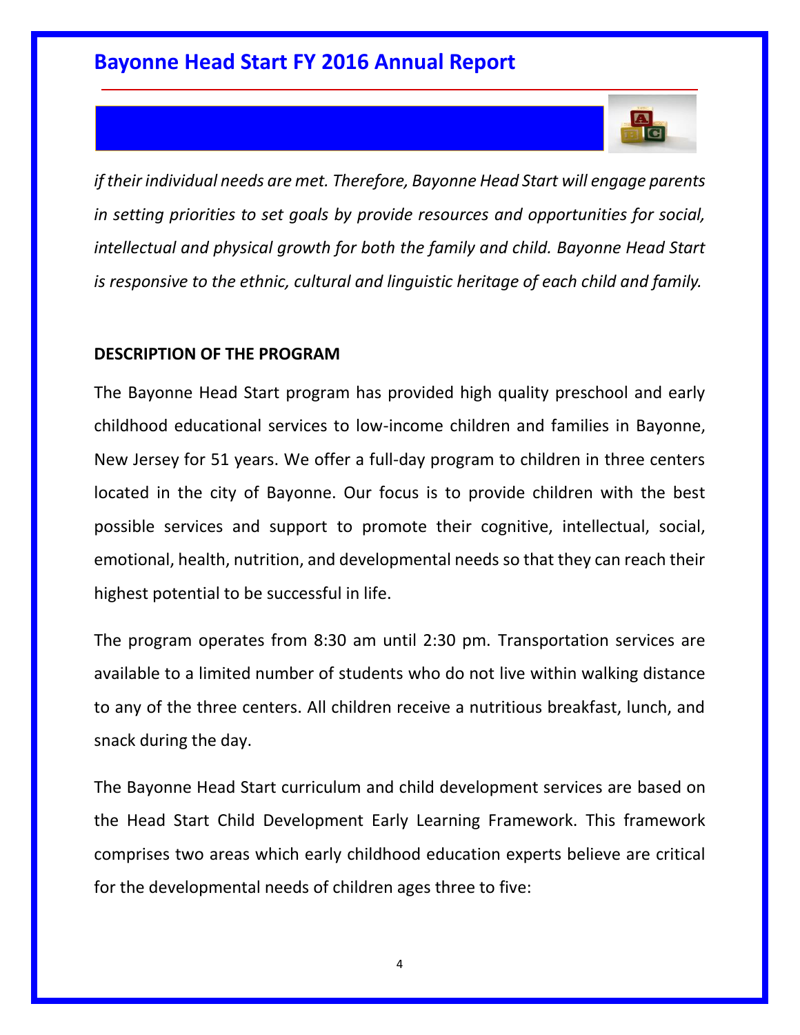*if their individual needs are met. Therefore, Bayonne Head Start will engage parents in setting priorities to set goals by provide resources and opportunities for social, intellectual and physical growth for both the family and child. Bayonne Head Start is responsive to the ethnic, cultural and linguistic heritage of each child and family.*

**DESCRIPTION OF THE PROGRAM**

The Bayonne Head Start program has provided high quality preschool and early childhood educational services to low-income children and families in Bayonne, New Jersey for 51 years. We offer a full-day program to children in three centers located in the city of Bayonne. Our focus is to provide children with the best possible services and support to promote their cognitive, intellectual, social, emotional, health, nutrition, and developmental needs so that they can reach their highest potential to be successful in life.

The program operates from 8:30 am until 2:30 pm. Transportation services are available to a limited number of students who do not live within walking distance to any of the three centers. All children receive a nutritious breakfast, lunch, and snack during the day.

The Bayonne Head Start curriculum and child development services are based on the Head Start Child Development Early Learning Framework. This framework comprises two areas which early childhood education experts believe are critical for the developmental needs of children ages three to five: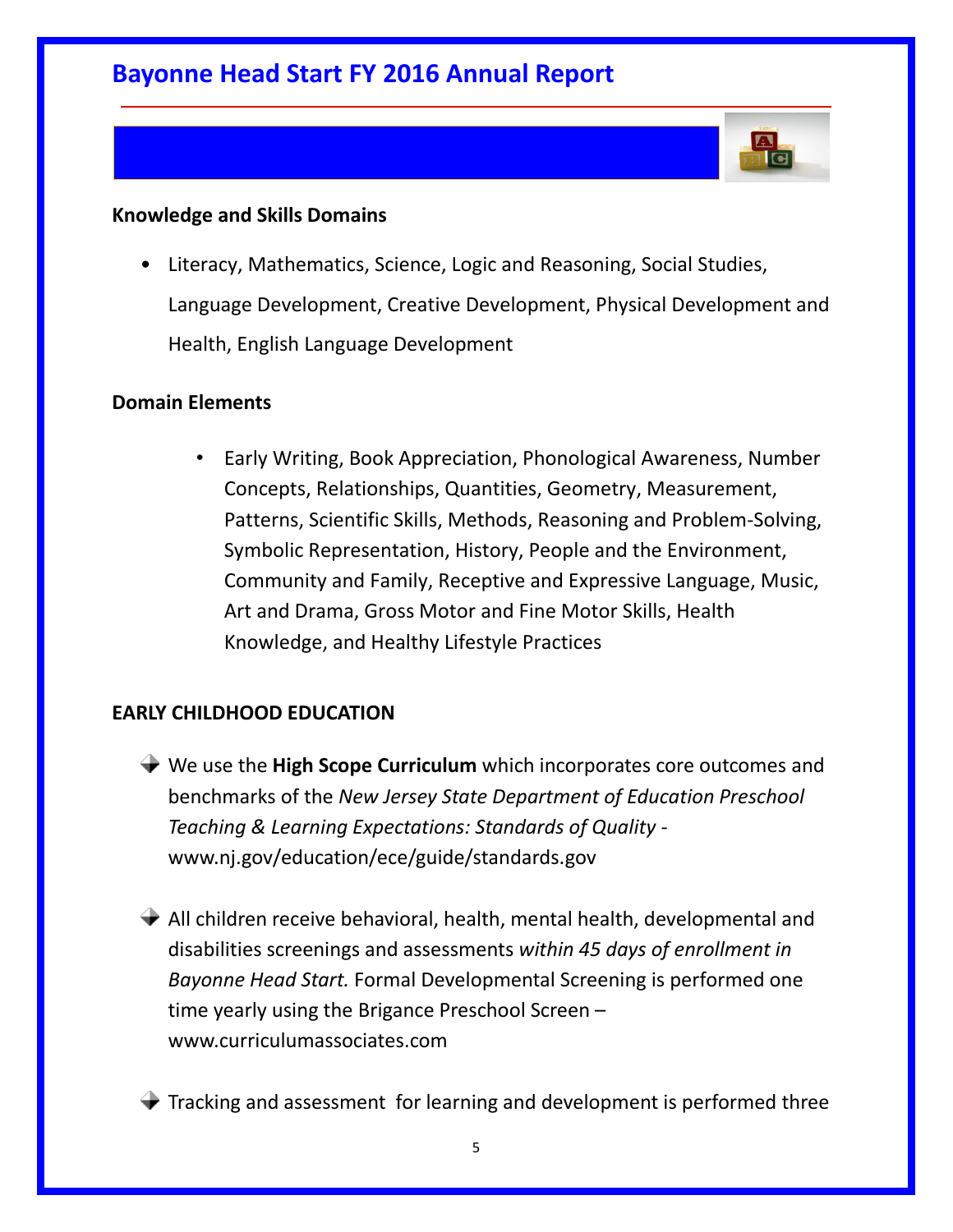# Bayonne Head Start FY 2016 Annual Report

**Knowledge and Skills Domains**

- Literacy, Mathematics, Science, Logic and Reasoning, Social Studies, Language Development, Creative Development, Physical Development and Health, English Language Development

**Domain Elements**

- Early Writing, Book Appreciation, Phonological Awareness, Number Concepts, Relationships, Quantities, Geometry, Measurement, Patterns, Scientific Skills, Methods, Reasoning and Problem-Solving, Symbolic Representation, History, People and the Environment, Community and Family, Receptive and Expressive Language, Music, Art and Drama, Gross Motor and Fine Motor Skills, Health Knowledge, and Healthy Lifestyle Practices

**EARLY CHILDHOOD EDUCATION**

- We use the **High Scope Curriculum** which incorporates core outcomes and benchmarks of the *New Jersey State Department of Education Preschool Teaching & Learning Expectations: Standards of Quality* - www.nj.gov/education/ece/guide/standards.gov

- All children receive behavioral, health, mental health, developmental and disabilities screenings and assessments *within 45 days of enrollment in Bayonne Head Start.* Formal Developmental Screening is performed one time yearly using the Brigance Preschool Screen – www.curriculumassociates.com

- Tracking and assessment for learning and development is performed three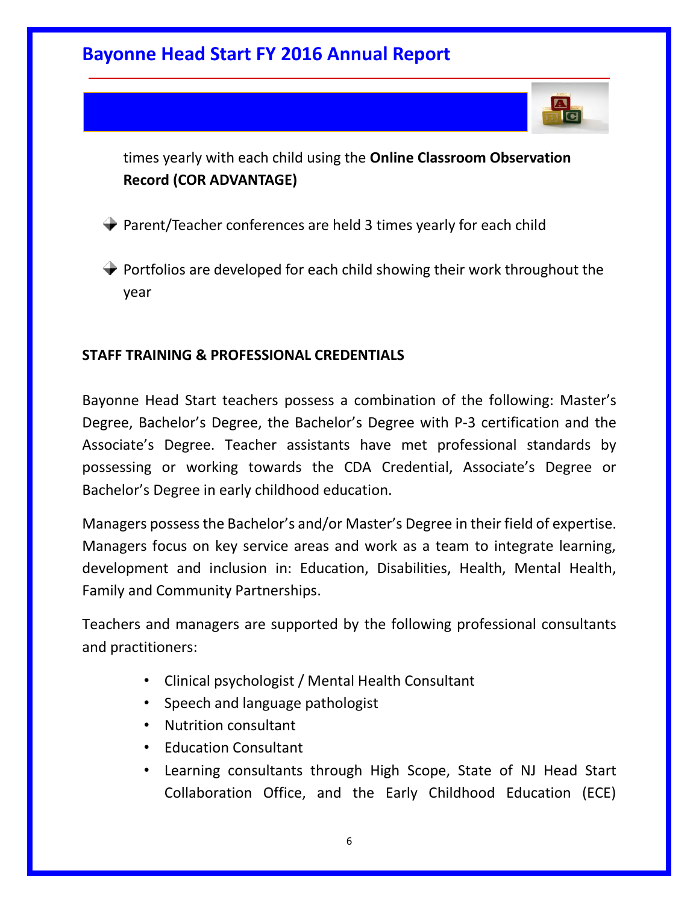times yearly with each child using the **Online Classroom Observation Record (COR ADVANTAGE)**

- Parent/Teacher conferences are held 3 times yearly for each child
- Portfolios are developed for each child showing their work throughout the year

**STAFF TRAINING & PROFESSIONAL CREDENTIALS**

Bayonne Head Start teachers possess a combination of the following: Master's Degree, Bachelor's Degree, the Bachelor's Degree with P-3 certification and the Associate's Degree. Teacher assistants have met professional standards by possessing or working towards the CDA Credential, Associate's Degree or Bachelor's Degree in early childhood education.

Managers possess the Bachelor's and/or Master's Degree in their field of expertise. Managers focus on key service areas and work as a team to integrate learning, development and inclusion in: Education, Disabilities, Health, Mental Health, Family and Community Partnerships.

Teachers and managers are supported by the following professional consultants and practitioners:

- Clinical psychologist / Mental Health Consultant
- Speech and language pathologist
- Nutrition consultant
- Education Consultant
- Learning consultants through High Scope, State of NJ Head Start Collaboration Office, and the Early Childhood Education (ECE)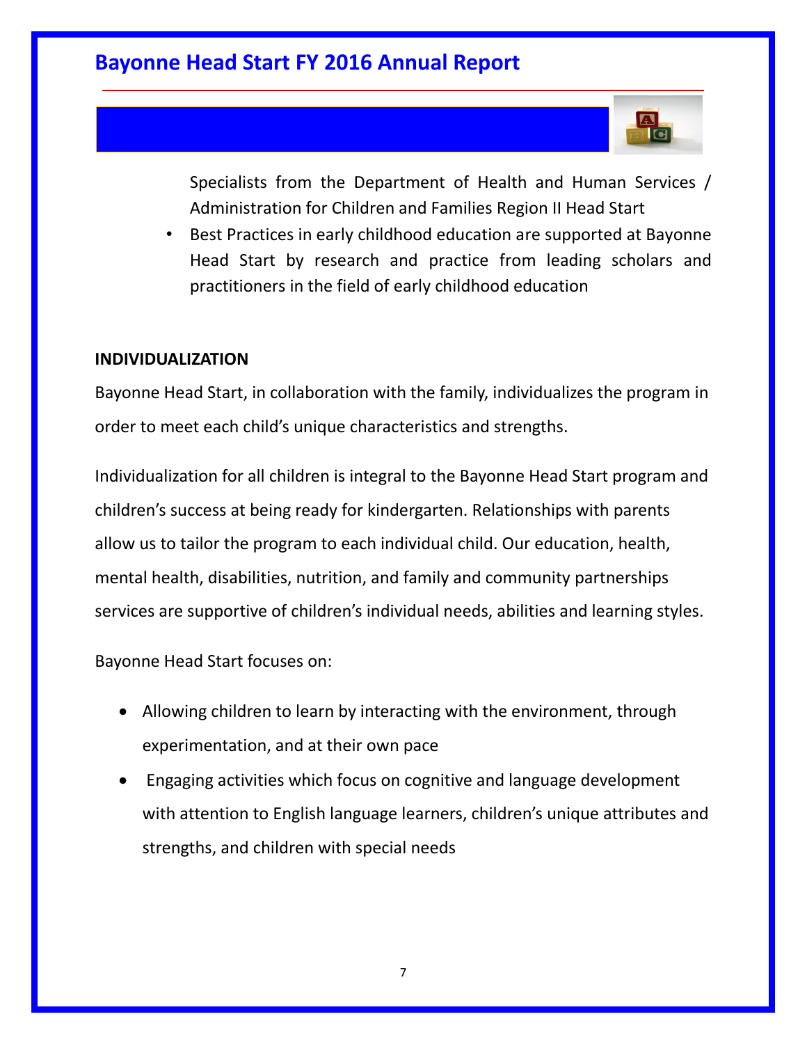Specialists from the Department of Health and Human Services / Administration for Children and Families Region II Head Start

- Best Practices in early childhood education are supported at Bayonne Head Start by research and practice from leading scholars and practitioners in the field of early childhood education

**INDIVIDUALIZATION**

Bayonne Head Start, in collaboration with the family, individualizes the program in order to meet each child's unique characteristics and strengths.

Individualization for all children is integral to the Bayonne Head Start program and children's success at being ready for kindergarten. Relationships with parents allow us to tailor the program to each individual child. Our education, health, mental health, disabilities, nutrition, and family and community partnerships services are supportive of children's individual needs, abilities and learning styles.

Bayonne Head Start focuses on:

- Allowing children to learn by interacting with the environment, through experimentation, and at their own pace
- Engaging activities which focus on cognitive and language development with attention to English language learners, children's unique attributes and strengths, and children with special needs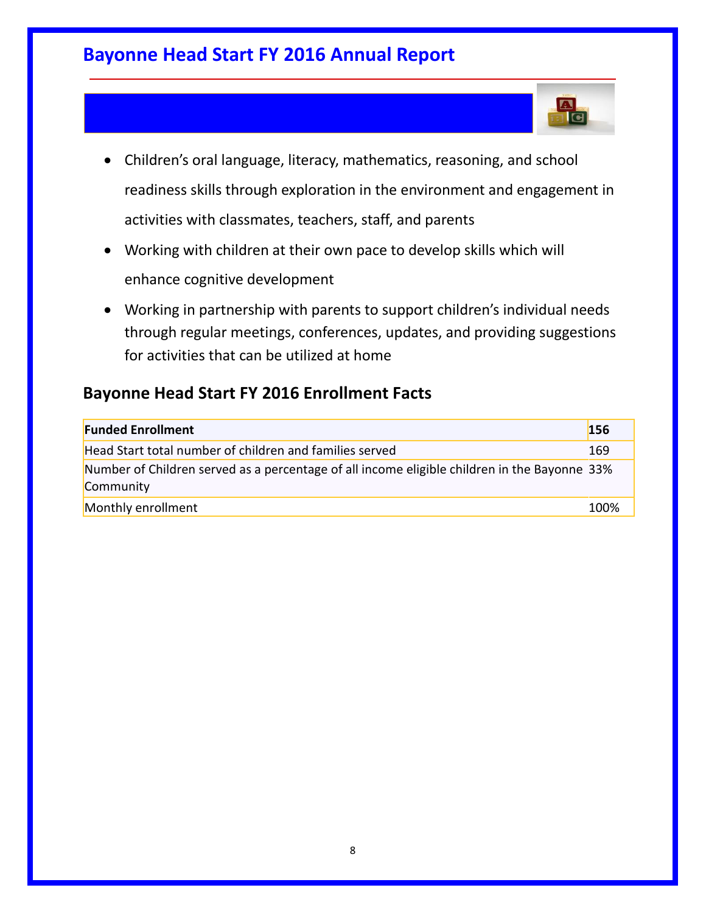# Bayonne Head Start FY 2016 Annual Report

- Children's oral language, literacy, mathematics, reasoning, and school readiness skills through exploration in the environment and engagement in activities with classmates, teachers, staff, and parents
- Working with children at their own pace to develop skills which will enhance cognitive development
- Working in partnership with parents to support children's individual needs through regular meetings, conferences, updates, and providing suggestions for activities that can be utilized at home

## Bayonne Head Start FY 2016 Enrollment Facts

| **Funded Enrollment** | **156** |
|---|---|
| Head Start total number of children and families served | 169 |
| Number of Children served as a percentage of all income eligible children in the Bayonne Community | 33% |
| Monthly enrollment | 100% |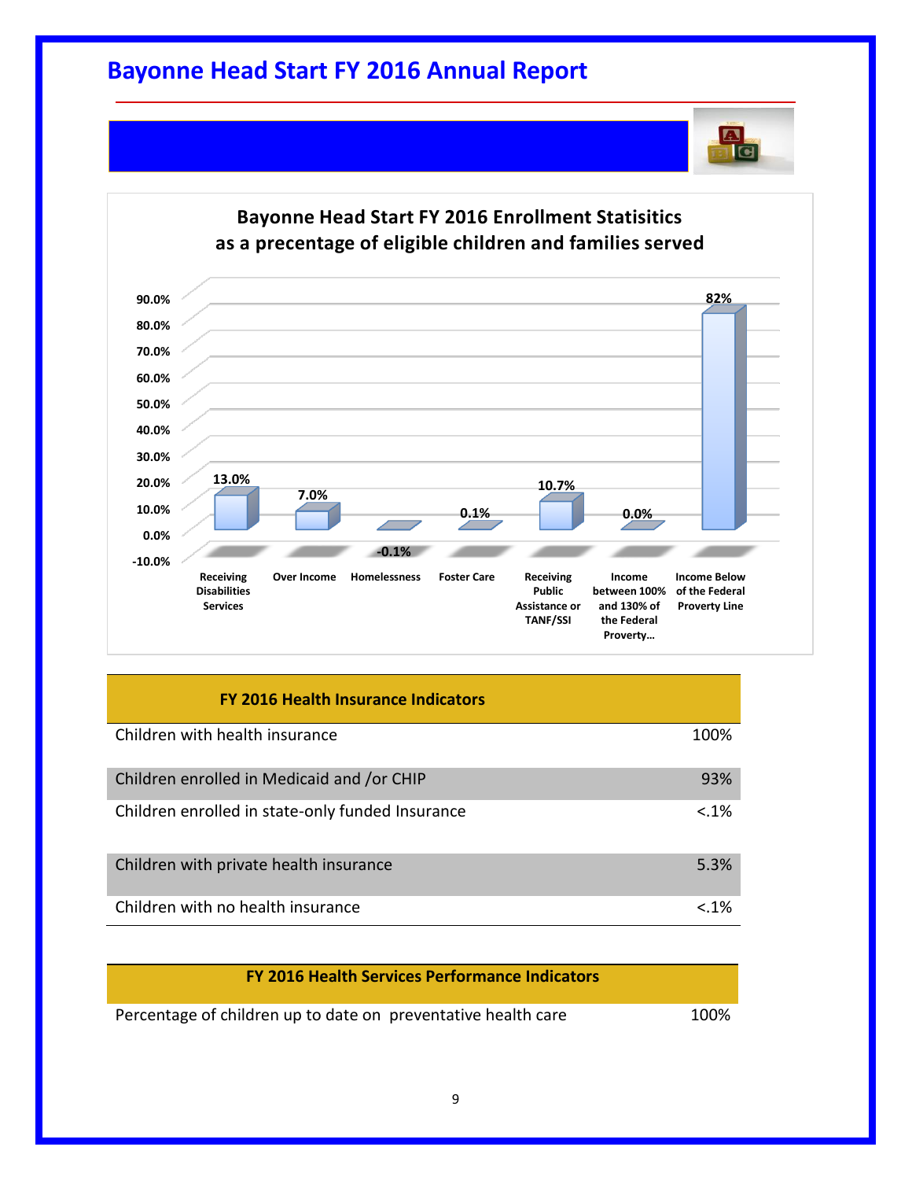# Bayonne Head Start FY 2016 Annual Report

**Bayonne Head Start FY 2016 Enrollment Statisitics as a precentage of eligible children and families served**

90.0%
80.0%
70.0%
60.0%
50.0%
40.0%
30.0%
20.0%
10.0%
0.0%
-10.0%

13.0%
7.0%
-0.1%
0.1%
10.7%
0.0%
82%

Receiving Disabilities Services
Over Income
Homelessness
Foster Care
Receiving Public Assistance or TANF/SSI
Income between 100% and 130% of the Federal Proverty...
Income Below of the Federal Proverty Line

| FY 2016 Health Insurance Indicators | |
|---|---|
| Children with health insurance | 100% |
| Children enrolled in Medicaid and /or CHIP | 93% |
| Children enrolled in state-only funded Insurance | <.1% |
| Children with private health insurance | 5.3% |
| Children with no health insurance | <.1% |

| FY 2016 Health Services Performance Indicators | |
|---|---|
| Percentage of children up to date on preventative health care | 100% |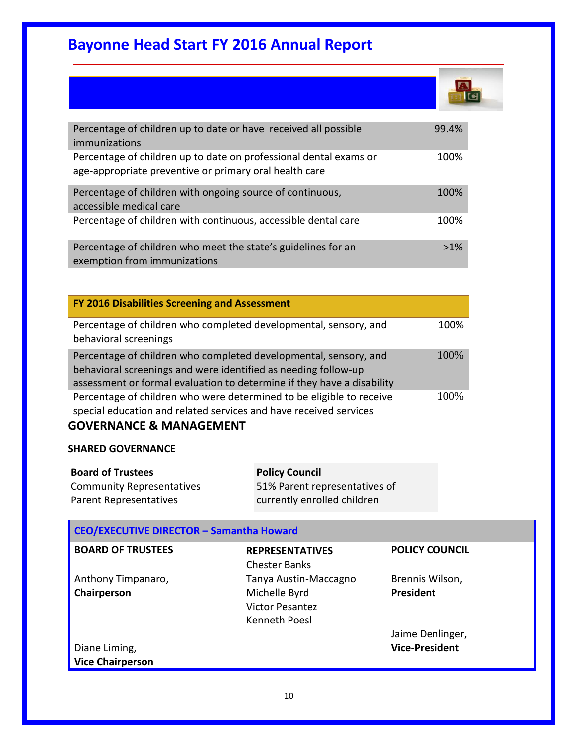# Bayonne Head Start FY 2016 Annual Report

| | |
|---|---|
| Percentage of children up to date or have received all possible immunizations | 99.4% |
| Percentage of children up to date on professional dental exams or age-appropriate preventive or primary oral health care | 100% |
| Percentage of children with ongoing source of continuous, accessible medical care | 100% |
| Percentage of children with continuous, accessible dental care | 100% |
| Percentage of children who meet the state's guidelines for an exemption from immunizations | >1% |

| FY 2016 Disabilities Screening and Assessment | |
|---|---|
| Percentage of children who completed developmental, sensory, and behavioral screenings | 100% |
| Percentage of children who completed developmental, sensory, and behavioral screenings and were identified as needing follow-up assessment or formal evaluation to determine if they have a disability | 100% |
| Percentage of children who were determined to be eligible to receive special education and related services and have received services | 100% |

## GOVERNANCE & MANAGEMENT

### SHARED GOVERNANCE

**Board of Trustees**
Community Representatives
Parent Representatives

**Policy Council**
51% Parent representatives of currently enrolled children

### CEO/EXECUTIVE DIRECTOR – Samantha Howard

**BOARD OF TRUSTEES**

Anthony Timpanaro, **Chairperson**

Diane Liming, **Vice Chairperson**

**REPRESENTATIVES**

Chester Banks
Tanya Austin-Maccagno
Michelle Byrd
Victor Pesantez
Kenneth Poesl

**POLICY COUNCIL**

Brennis Wilson, **President**

Jaime Denlinger, **Vice-President**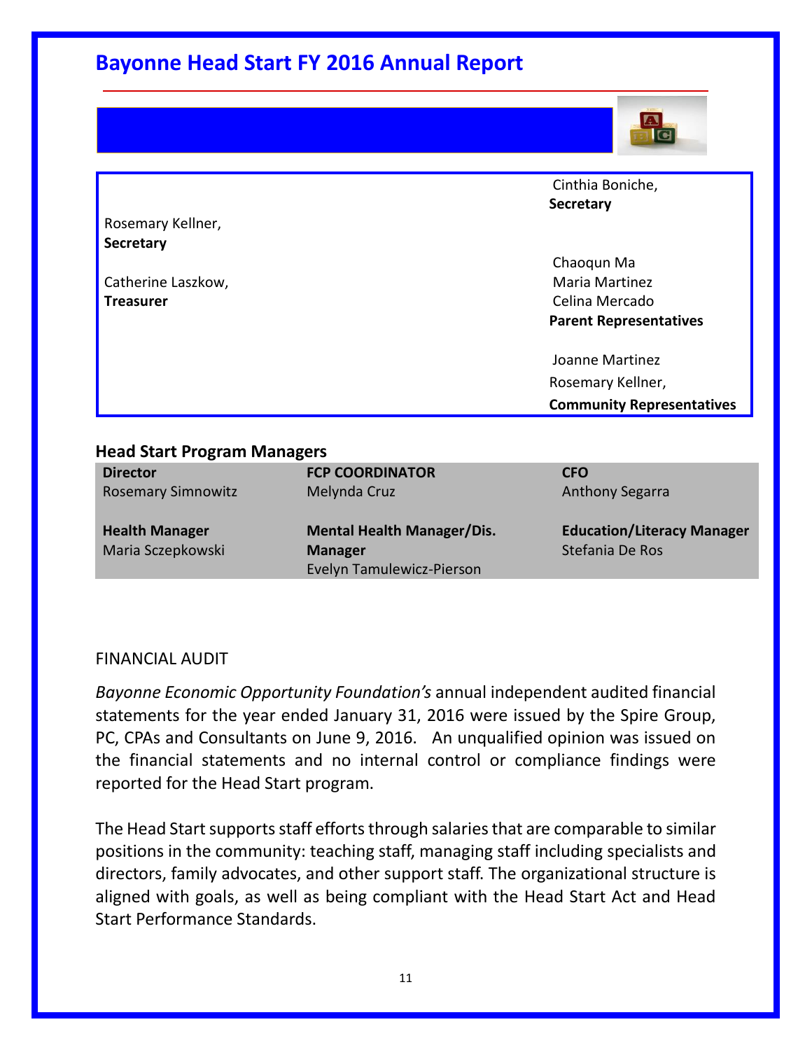## Bayonne Head Start FY 2016 Annual Report

Rosemary Kellner,
**Secretary**

Catherine Laszkow,
**Treasurer**

Cinthia Boniche,
**Secretary**

Chaoqun Ma
Maria Martinez
Celina Mercado
**Parent Representatives**

Joanne Martinez
Rosemary Kellner,
**Community Representatives**

### Head Start Program Managers

| | | |
|---|---|---|
| **Director**<br>Rosemary Simnowitz | **FCP COORDINATOR**<br>Melynda Cruz | **CFO**<br>Anthony Segarra |
| **Health Manager**<br>Maria Sczepkowski | **Mental Health Manager/Dis. Manager**<br>Evelyn Tamulewicz-Pierson | **Education/Literacy Manager**<br>Stefania De Ros |

FINANCIAL AUDIT

*Bayonne Economic Opportunity Foundation's* annual independent audited financial statements for the year ended January 31, 2016 were issued by the Spire Group, PC, CPAs and Consultants on June 9, 2016. An unqualified opinion was issued on the financial statements and no internal control or compliance findings were reported for the Head Start program.

The Head Start supports staff efforts through salaries that are comparable to similar positions in the community: teaching staff, managing staff including specialists and directors, family advocates, and other support staff. The organizational structure is aligned with goals, as well as being compliant with the Head Start Act and Head Start Performance Standards.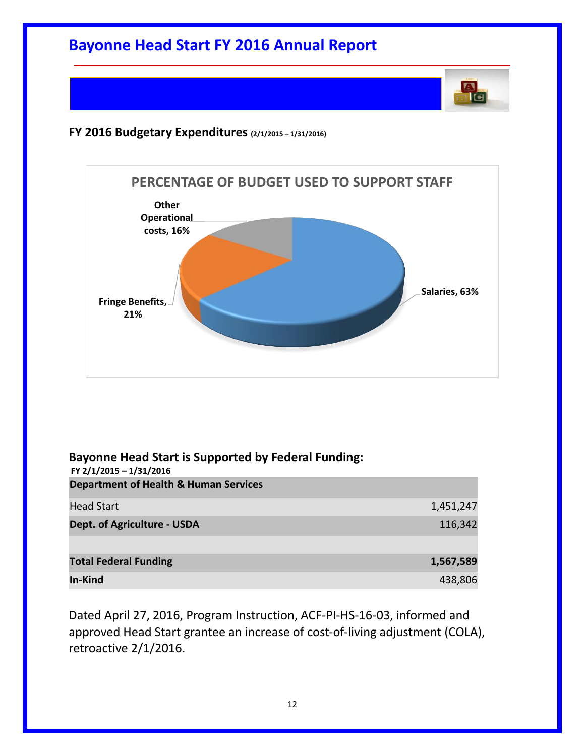# Bayonne Head Start FY 2016 Annual Report

**FY 2016 Budgetary Expenditures** (2/1/2015 – 1/31/2016)

PERCENTAGE OF BUDGET USED TO SUPPORT STAFF

- Salaries, 63%
- Fringe Benefits, 21%
- Other Operational costs, 16%

**Bayonne Head Start is Supported by Federal Funding:**

**FY 2/1/2015 – 1/31/2016**

| **Department of Health & Human Services** | |
|---|---|
| Head Start | 1,451,247 |
| **Dept. of Agriculture - USDA** | 116,342 |
| | |
| **Total Federal Funding** | **1,567,589** |
| **In-Kind** | 438,806 |

Dated April 27, 2016, Program Instruction, ACF-PI-HS-16-03, informed and approved Head Start grantee an increase of cost-of-living adjustment (COLA), retroactive 2/1/2016.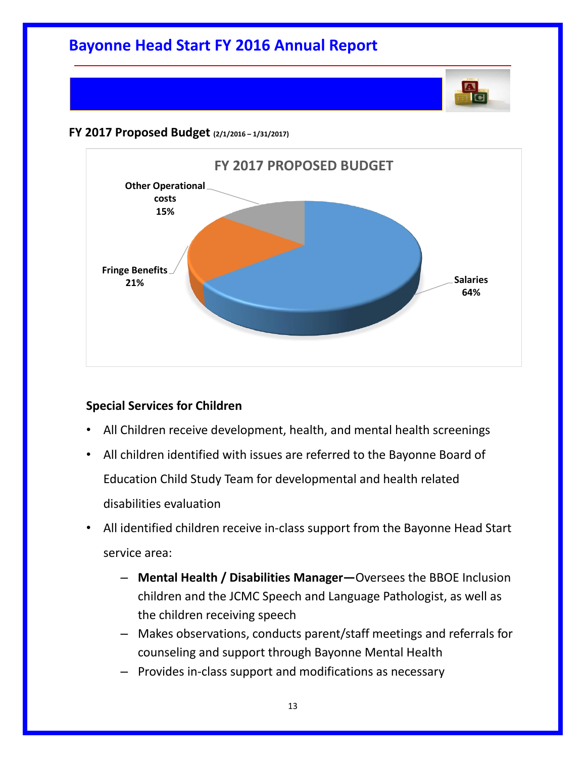# Bayonne Head Start FY 2016 Annual Report

**FY 2017 Proposed Budget** (2/1/2016 – 1/31/2017)

FY 2017 PROPOSED BUDGET

Other Operational costs 15%

Fringe Benefits 21%

Salaries 64%

### Special Services for Children

- All Children receive development, health, and mental health screenings
- All children identified with issues are referred to the Bayonne Board of Education Child Study Team for developmental and health related disabilities evaluation
- All identified children receive in-class support from the Bayonne Head Start service area:
  - **Mental Health / Disabilities Manager—**Oversees the BBOE Inclusion children and the JCMC Speech and Language Pathologist, as well as the children receiving speech
  - Makes observations, conducts parent/staff meetings and referrals for counseling and support through Bayonne Mental Health
  - Provides in-class support and modifications as necessary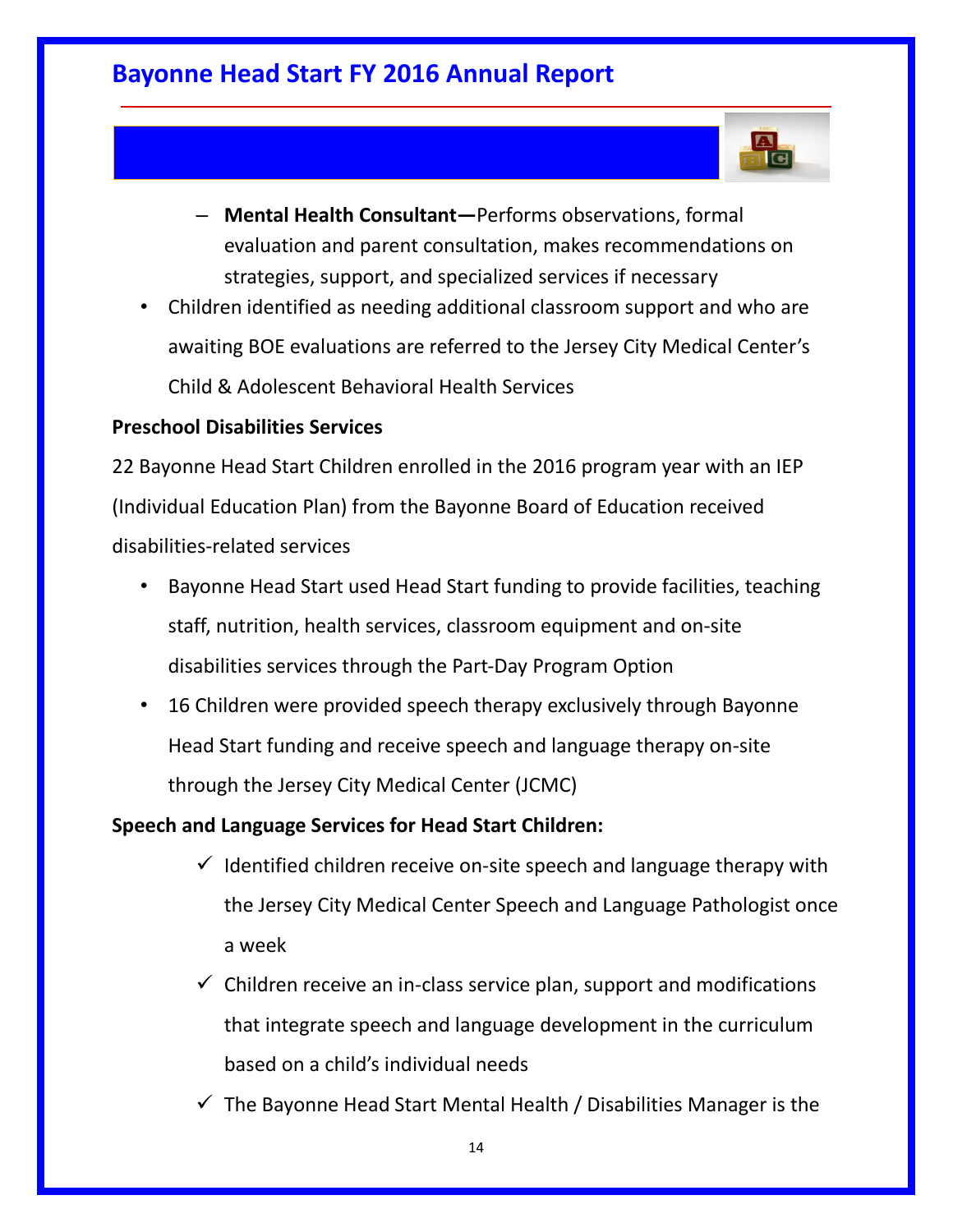- **Mental Health Consultant—**Performs observations, formal evaluation and parent consultation, makes recommendations on strategies, support, and specialized services if necessary

- Children identified as needing additional classroom support and who are awaiting BOE evaluations are referred to the Jersey City Medical Center's Child & Adolescent Behavioral Health Services

**Preschool Disabilities Services**

22 Bayonne Head Start Children enrolled in the 2016 program year with an IEP (Individual Education Plan) from the Bayonne Board of Education received disabilities-related services

- Bayonne Head Start used Head Start funding to provide facilities, teaching staff, nutrition, health services, classroom equipment and on-site disabilities services through the Part-Day Program Option
- 16 Children were provided speech therapy exclusively through Bayonne Head Start funding and receive speech and language therapy on-site through the Jersey City Medical Center (JCMC)

**Speech and Language Services for Head Start Children:**

- ✓ Identified children receive on-site speech and language therapy with the Jersey City Medical Center Speech and Language Pathologist once a week
- ✓ Children receive an in-class service plan, support and modifications that integrate speech and language development in the curriculum based on a child's individual needs
- ✓ The Bayonne Head Start Mental Health / Disabilities Manager is the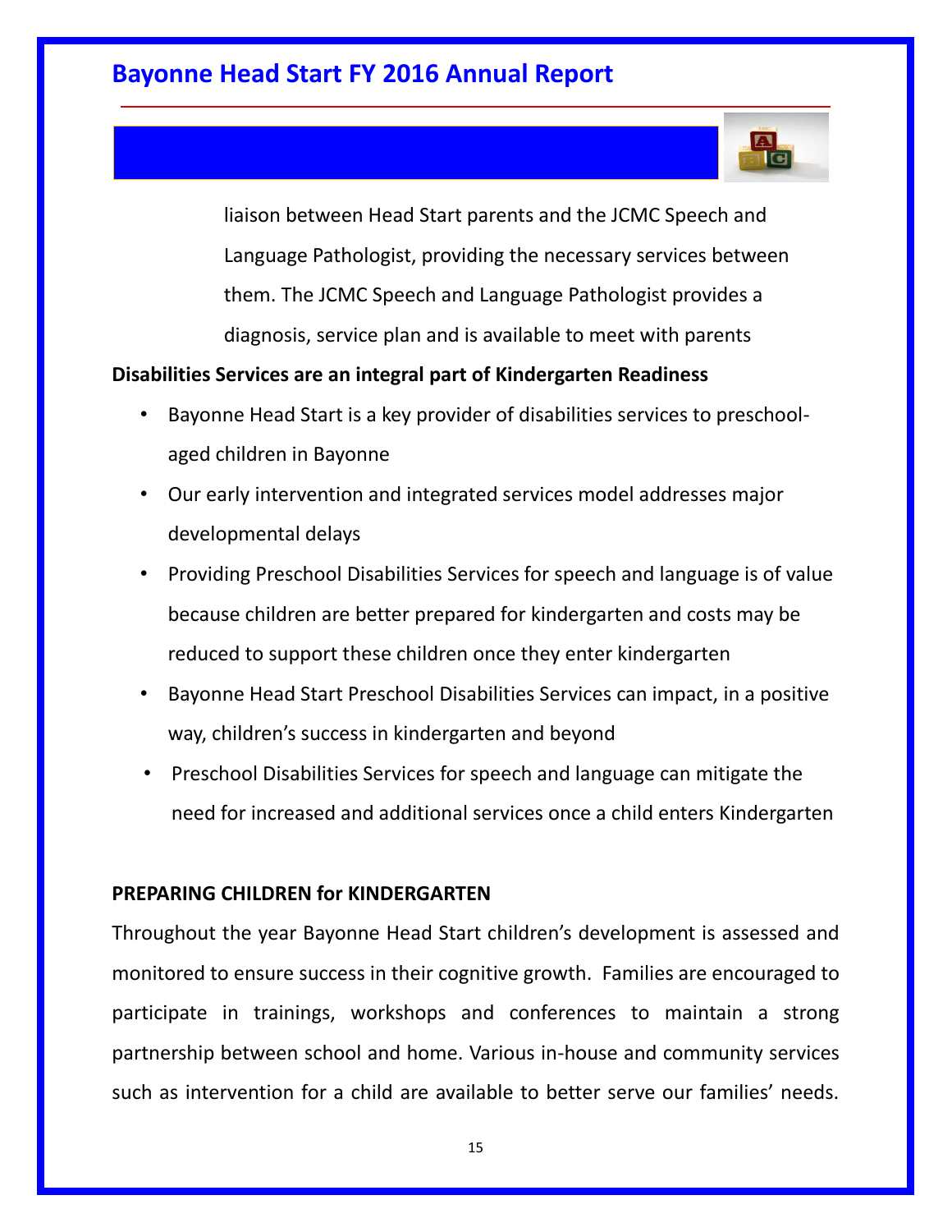liaison between Head Start parents and the JCMC Speech and Language Pathologist, providing the necessary services between them. The JCMC Speech and Language Pathologist provides a diagnosis, service plan and is available to meet with parents

**Disabilities Services are an integral part of Kindergarten Readiness**

- Bayonne Head Start is a key provider of disabilities services to preschool-aged children in Bayonne
- Our early intervention and integrated services model addresses major developmental delays
- Providing Preschool Disabilities Services for speech and language is of value because children are better prepared for kindergarten and costs may be reduced to support these children once they enter kindergarten
- Bayonne Head Start Preschool Disabilities Services can impact, in a positive way, children's success in kindergarten and beyond
- Preschool Disabilities Services for speech and language can mitigate the need for increased and additional services once a child enters Kindergarten

**PREPARING CHILDREN for KINDERGARTEN**

Throughout the year Bayonne Head Start children's development is assessed and monitored to ensure success in their cognitive growth. Families are encouraged to participate in trainings, workshops and conferences to maintain a strong partnership between school and home. Various in-house and community services such as intervention for a child are available to better serve our families' needs.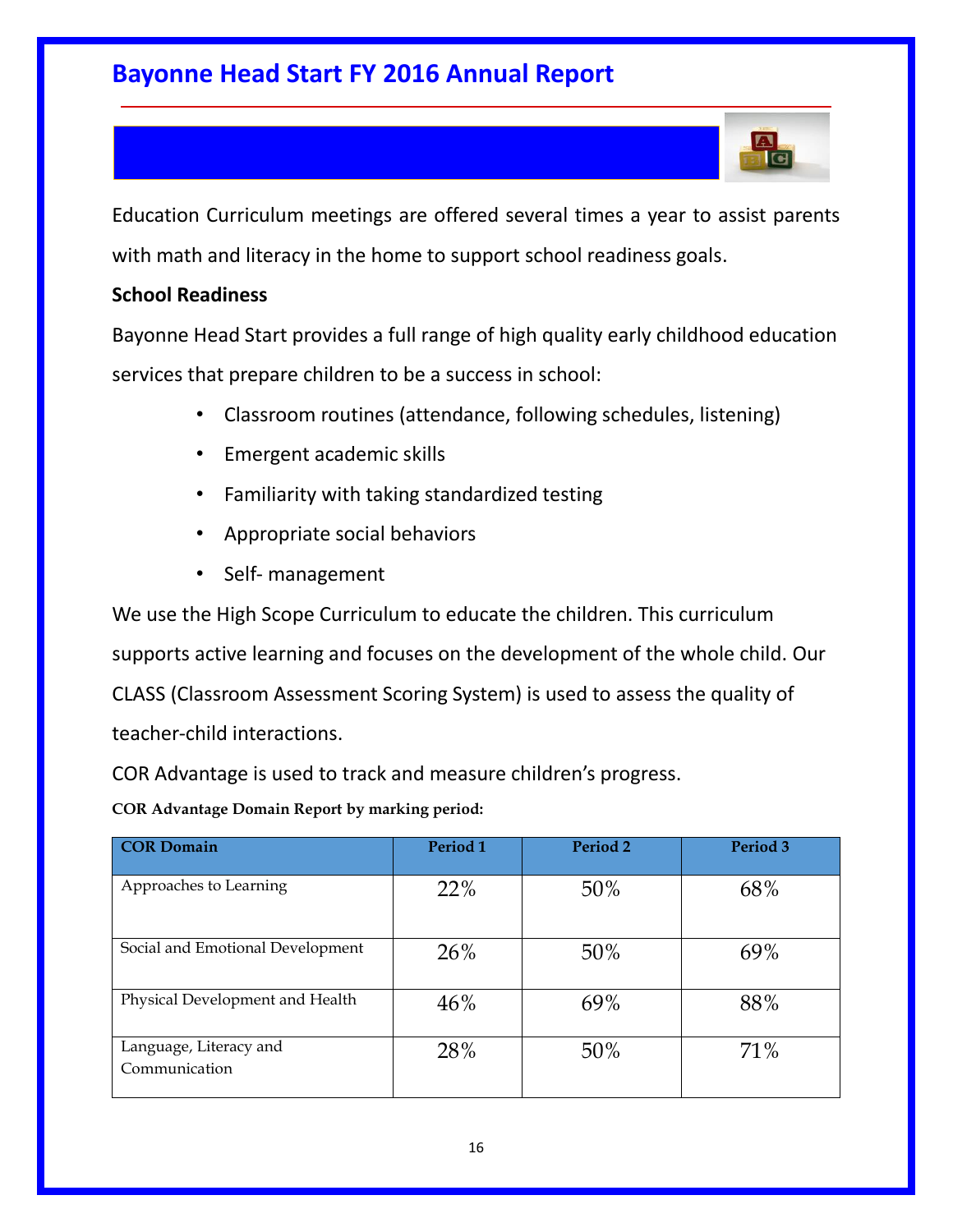# Bayonne Head Start FY 2016 Annual Report

Education Curriculum meetings are offered several times a year to assist parents with math and literacy in the home to support school readiness goals.

**School Readiness**

Bayonne Head Start provides a full range of high quality early childhood education services that prepare children to be a success in school:

- Classroom routines (attendance, following schedules, listening)
- Emergent academic skills
- Familiarity with taking standardized testing
- Appropriate social behaviors
- Self- management

We use the High Scope Curriculum to educate the children. This curriculum supports active learning and focuses on the development of the whole child. Our CLASS (Classroom Assessment Scoring System) is used to assess the quality of teacher-child interactions.

COR Advantage is used to track and measure children's progress.

**COR Advantage Domain Report by marking period:**

| COR Domain | Period 1 | Period 2 | Period 3 |
|---|---|---|---|
| Approaches to Learning | 22% | 50% | 68% |
| Social and Emotional Development | 26% | 50% | 69% |
| Physical Development and Health | 46% | 69% | 88% |
| Language, Literacy and Communication | 28% | 50% | 71% |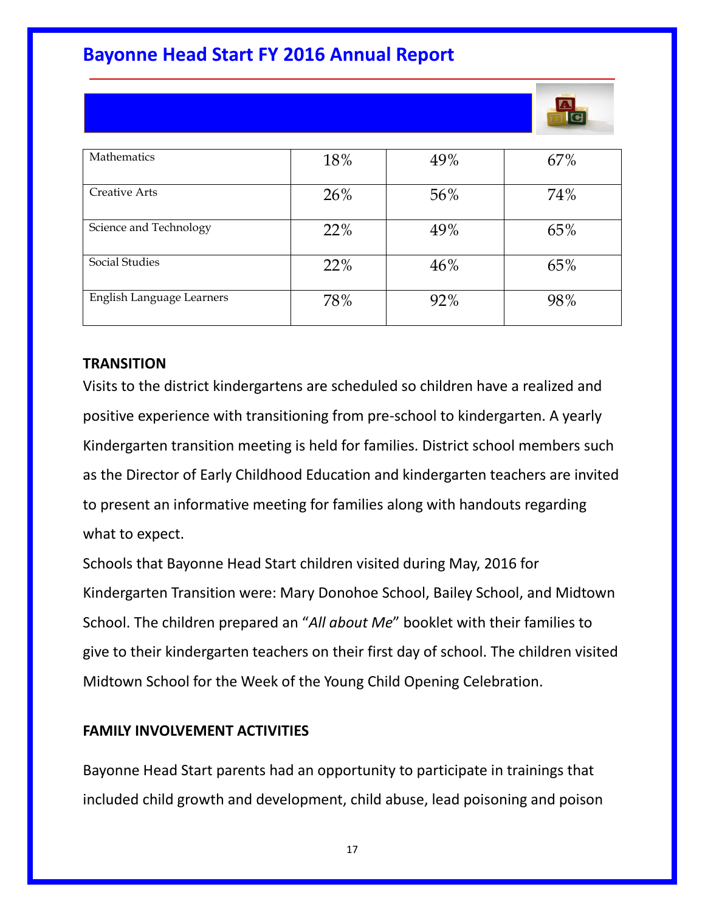# Bayonne Head Start FY 2016 Annual Report

| | | | |
|---|---|---|---|
| Mathematics | 18% | 49% | 67% |
| Creative Arts | 26% | 56% | 74% |
| Science and Technology | 22% | 49% | 65% |
| Social Studies | 22% | 46% | 65% |
| English Language Learners | 78% | 92% | 98% |

**TRANSITION**

Visits to the district kindergartens are scheduled so children have a realized and positive experience with transitioning from pre-school to kindergarten. A yearly Kindergarten transition meeting is held for families. District school members such as the Director of Early Childhood Education and kindergarten teachers are invited to present an informative meeting for families along with handouts regarding what to expect.

Schools that Bayonne Head Start children visited during May, 2016 for Kindergarten Transition were: Mary Donohoe School, Bailey School, and Midtown School. The children prepared an "*All about Me*" booklet with their families to give to their kindergarten teachers on their first day of school. The children visited Midtown School for the Week of the Young Child Opening Celebration.

**FAMILY INVOLVEMENT ACTIVITIES**

Bayonne Head Start parents had an opportunity to participate in trainings that included child growth and development, child abuse, lead poisoning and poison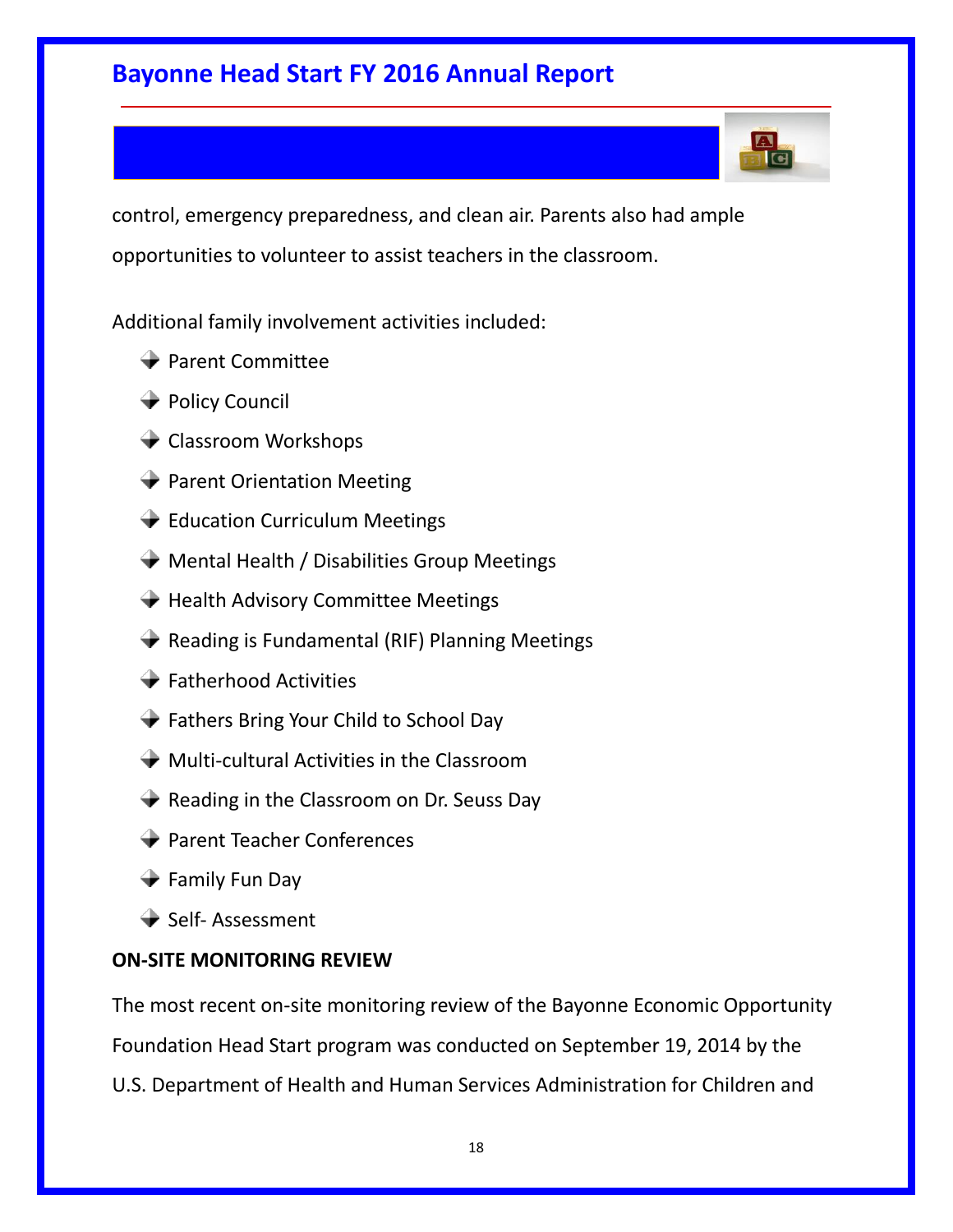control, emergency preparedness, and clean air. Parents also had ample opportunities to volunteer to assist teachers in the classroom.

Additional family involvement activities included:

- Parent Committee
- Policy Council
- Classroom Workshops
- Parent Orientation Meeting
- Education Curriculum Meetings
- Mental Health / Disabilities Group Meetings
- Health Advisory Committee Meetings
- Reading is Fundamental (RIF) Planning Meetings
- Fatherhood Activities
- Fathers Bring Your Child to School Day
- Multi-cultural Activities in the Classroom
- Reading in the Classroom on Dr. Seuss Day
- Parent Teacher Conferences
- Family Fun Day
- Self- Assessment

**ON-SITE MONITORING REVIEW**

The most recent on-site monitoring review of the Bayonne Economic Opportunity Foundation Head Start program was conducted on September 19, 2014 by the U.S. Department of Health and Human Services Administration for Children and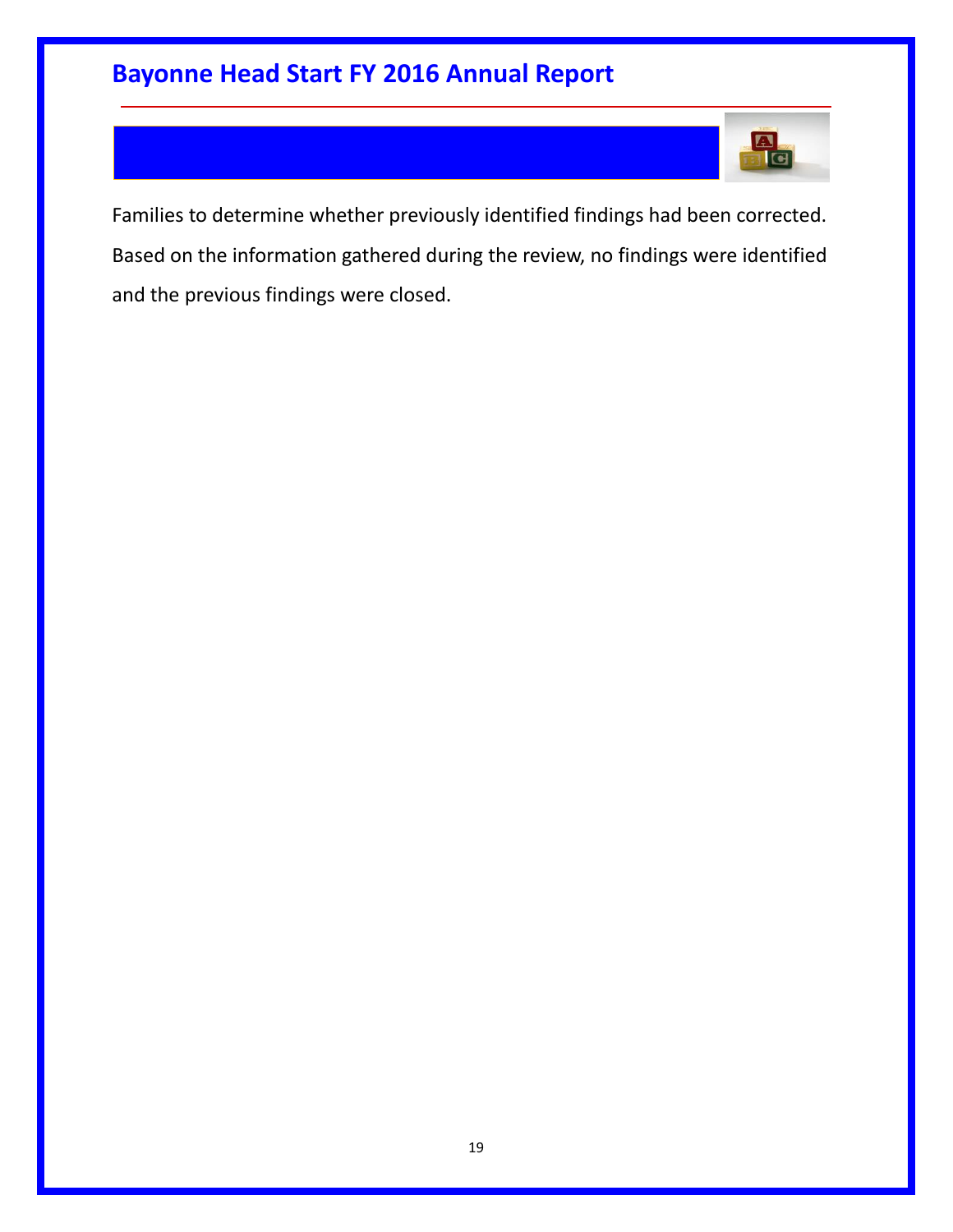Families to determine whether previously identified findings had been corrected. Based on the information gathered during the review, no findings were identified and the previous findings were closed.